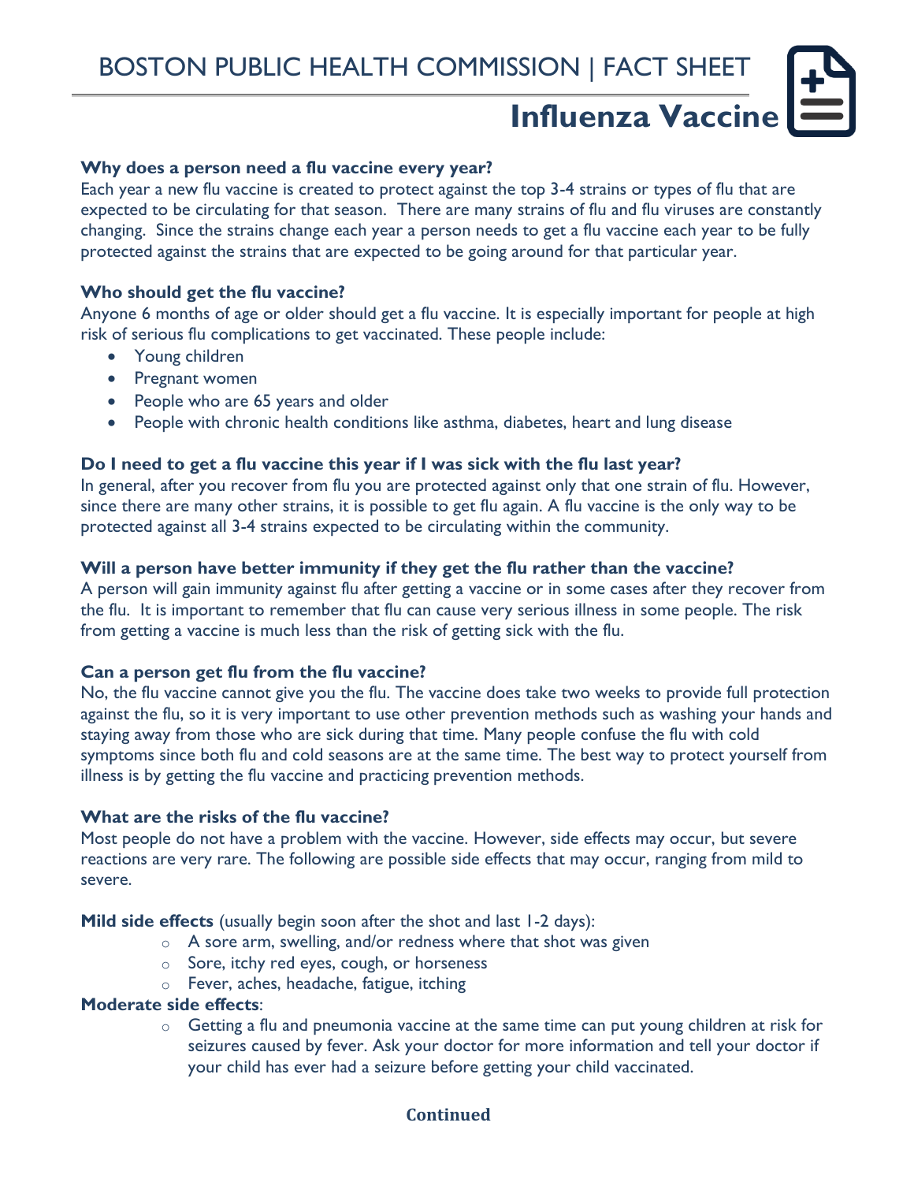BOSTON PUBLIC HEALTH COMMISSION | FACT SHEET

# Influenza Vaccine

**Why does a person need a flu vaccine every year?**

Each year a new flu vaccine is created to protect against the top 3-4 strains or types of flu that are expected to be circulating for that season. There are many strains of flu and flu viruses are constantly changing. Since the strains change each year a person needs to get a flu vaccine each year to be fully protected against the strains that are expected to be going around for that particular year.

**Who should get the flu vaccine?**

Anyone 6 months of age or older should get a flu vaccine. It is especially important for people at high risk of serious flu complications to get vaccinated. These people include:

- Young children
- Pregnant women
- People who are 65 years and older
- People with chronic health conditions like asthma, diabetes, heart and lung disease

**Do I need to get a flu vaccine this year if I was sick with the flu last year?**

In general, after you recover from flu you are protected against only that one strain of flu. However, since there are many other strains, it is possible to get flu again. A flu vaccine is the only way to be protected against all 3-4 strains expected to be circulating within the community.

**Will a person have better immunity if they get the flu rather than the vaccine?**

A person will gain immunity against flu after getting a vaccine or in some cases after they recover from the flu. It is important to remember that flu can cause very serious illness in some people. The risk from getting a vaccine is much less than the risk of getting sick with the flu.

**Can a person get flu from the flu vaccine?**

No, the flu vaccine cannot give you the flu. The vaccine does take two weeks to provide full protection against the flu, so it is very important to use other prevention methods such as washing your hands and staying away from those who are sick during that time. Many people confuse the flu with cold symptoms since both flu and cold seasons are at the same time. The best way to protect yourself from illness is by getting the flu vaccine and practicing prevention methods.

**What are the risks of the flu vaccine?**

Most people do not have a problem with the vaccine. However, side effects may occur, but severe reactions are very rare. The following are possible side effects that may occur, ranging from mild to severe.

**Mild side effects** (usually begin soon after the shot and last 1-2 days):

- A sore arm, swelling, and/or redness where that shot was given
- Sore, itchy red eyes, cough, or horseness
- Fever, aches, headache, fatigue, itching

**Moderate side effects**:

- Getting a flu and pneumonia vaccine at the same time can put young children at risk for seizures caused by fever. Ask your doctor for more information and tell your doctor if your child has ever had a seizure before getting your child vaccinated.

**Continued**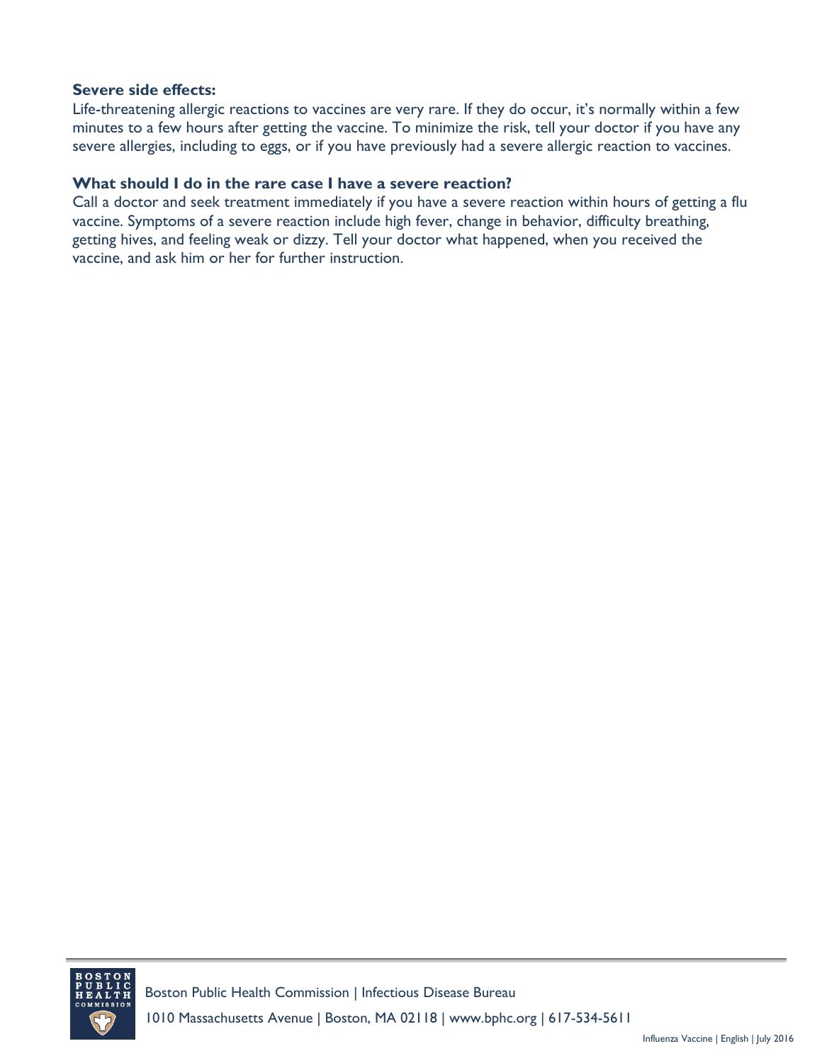**Severe side effects:**

Life-threatening allergic reactions to vaccines are very rare. If they do occur, it's normally within a few minutes to a few hours after getting the vaccine. To minimize the risk, tell your doctor if you have any severe allergies, including to eggs, or if you have previously had a severe allergic reaction to vaccines.

**What should I do in the rare case I have a severe reaction?**

Call a doctor and seek treatment immediately if you have a severe reaction within hours of getting a flu vaccine. Symptoms of a severe reaction include high fever, change in behavior, difficulty breathing, getting hives, and feeling weak or dizzy. Tell your doctor what happened, when you received the vaccine, and ask him or her for further instruction.

Boston Public Health Commission | Infectious Disease Bureau

1010 Massachusetts Avenue | Boston, MA 02118 | www.bphc.org | 617-534-5611